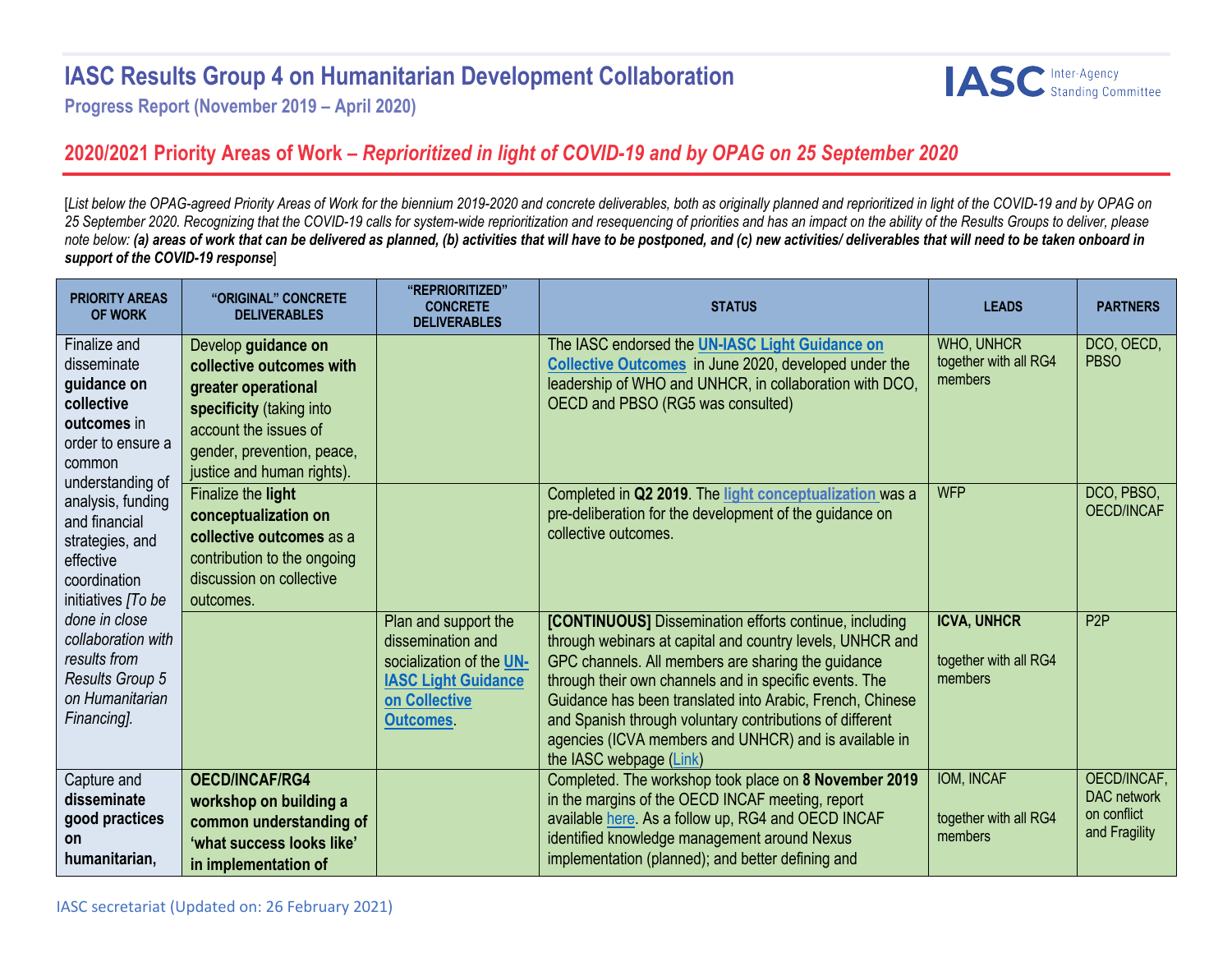# IASC Results Group 4 on Humanitarian Development Collaboration

**Progress Report (November 2019 – April 2020)**

## 2020/2021 Priority Areas of Work – *Reprioritized in light of COVID-19 and by OPAG on 25 September 2020*

[*List below the OPAG-agreed Priority Areas of Work for the biennium 2019-2020 and concrete deliverables, both as originally planned and reprioritized in light of the COVID-19 and by OPAG on 25 September 2020. Recognizing that the COVID-19 calls for system-wide reprioritization and resequencing of priorities and has an impact on the ability of the Results Groups to deliver, please note below:* ***(a) areas of work that can be delivered as planned, (b) activities that will have to be postponed, and (c) new activities/ deliverables that will need to be taken onboard in support of the COVID-19 response***]

| PRIORITY AREAS OF WORK | "ORIGINAL" CONCRETE DELIVERABLES | "REPRIORITIZED" CONCRETE DELIVERABLES | STATUS | LEADS | PARTNERS |
|---|---|---|---|---|---|
| Finalize and disseminate **guidance on collective outcomes** in order to ensure a common understanding of analysis, funding and financial strategies, and effective coordination initiatives *[To be done in close collaboration with results from Results Group 5 on Humanitarian Financing].* | Develop **guidance on collective outcomes with greater operational specificity** (taking into account the issues of gender, prevention, peace, justice and human rights). | | The IASC endorsed the **UN-IASC Light Guidance on Collective Outcomes** in June 2020, developed under the leadership of WHO and UNHCR, in collaboration with DCO, OECD and PBSO (RG5 was consulted) | WHO, UNHCR together with all RG4 members | DCO, OECD, PBSO |
| | Finalize the **light conceptualization on collective outcomes** as a contribution to the ongoing discussion on collective outcomes. | | Completed in **Q2 2019**. The **light conceptualization** was a pre-deliberation for the development of the guidance on collective outcomes. | WFP | DCO, PBSO, OECD/INCAF |
| | | Plan and support the dissemination and socialization of the **UN-IASC Light Guidance on Collective Outcomes**. | **[CONTINUOUS]** Dissemination efforts continue, including through webinars at capital and country levels, UNHCR and GPC channels. All members are sharing the guidance through their own channels and in specific events. The Guidance has been translated into Arabic, French, Chinese and Spanish through voluntary contributions of different agencies (ICVA members and UNHCR) and is available in the IASC webpage (Link) | **ICVA, UNHCR** together with all RG4 members | P2P |
| Capture and **disseminate good practices on humanitarian,** | **OECD/INCAF/RG4 workshop on building a common understanding of 'what success looks like' in implementation of** | | Completed. The workshop took place on **8 November 2019** in the margins of the OECD INCAF meeting, report available here. As a follow up, RG4 and OECD INCAF identified knowledge management around Nexus implementation (planned); and better defining and | IOM, INCAF together with all RG4 members | OECD/INCAF, DAC network on conflict and Fragility |

IASC secretariat (Updated on: 26 February 2021)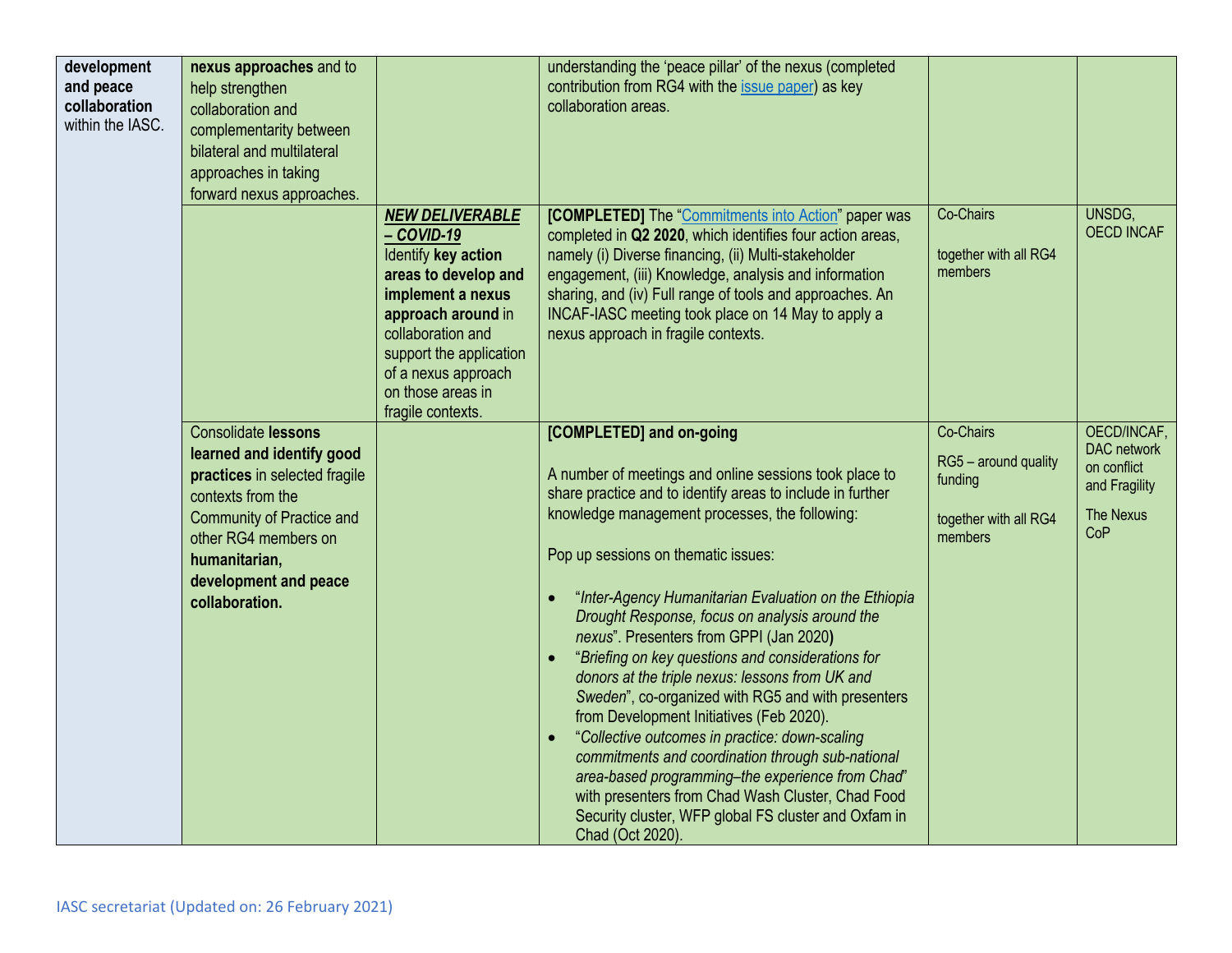| | | | | | |
|---|---|---|---|---|---|
| **development and peace collaboration** within the IASC. | **nexus approaches** and to help strengthen collaboration and complementarity between bilateral and multilateral approaches in taking forward nexus approaches. | | understanding the 'peace pillar' of the nexus (completed contribution from RG4 with the issue paper) as key collaboration areas. | | |
| | | ***NEW DELIVERABLE – COVID-19*** Identify **key action areas to develop and implement a nexus approach around** in collaboration and support the application of a nexus approach on those areas in fragile contexts. | **[COMPLETED]** The "Commitments into Action" paper was completed in **Q2 2020**, which identifies four action areas, namely (i) Diverse financing, (ii) Multi-stakeholder engagement, (iii) Knowledge, analysis and information sharing, and (iv) Full range of tools and approaches. An INCAF-IASC meeting took place on 14 May to apply a nexus approach in fragile contexts. | Co-Chairs<br><br>together with all RG4 members | UNSDG, OECD INCAF |
| | Consolidate **lessons learned and identify good practices** in selected fragile contexts from the Community of Practice and other RG4 members on **humanitarian, development and peace collaboration.** | | **[COMPLETED] and on-going**<br><br>A number of meetings and online sessions took place to share practice and to identify areas to include in further knowledge management processes, the following:<br><br>Pop up sessions on thematic issues:<br><br>• "*Inter-Agency Humanitarian Evaluation on the Ethiopia Drought Response, focus on analysis around the nexus*". Presenters from GPPI (Jan 2020)<br>• "*Briefing on key questions and considerations for donors at the triple nexus: lessons from UK and Sweden*", co-organized with RG5 and with presenters from Development Initiatives (Feb 2020).<br>• "*Collective outcomes in practice: down-scaling commitments and coordination through sub-national area-based programming–the experience from Chad*" with presenters from Chad Wash Cluster, Chad Food Security cluster, WFP global FS cluster and Oxfam in Chad (Oct 2020). | Co-Chairs<br><br>RG5 – around quality funding<br><br>together with all RG4 members | OECD/INCAF, DAC network on conflict and Fragility<br><br>The Nexus CoP |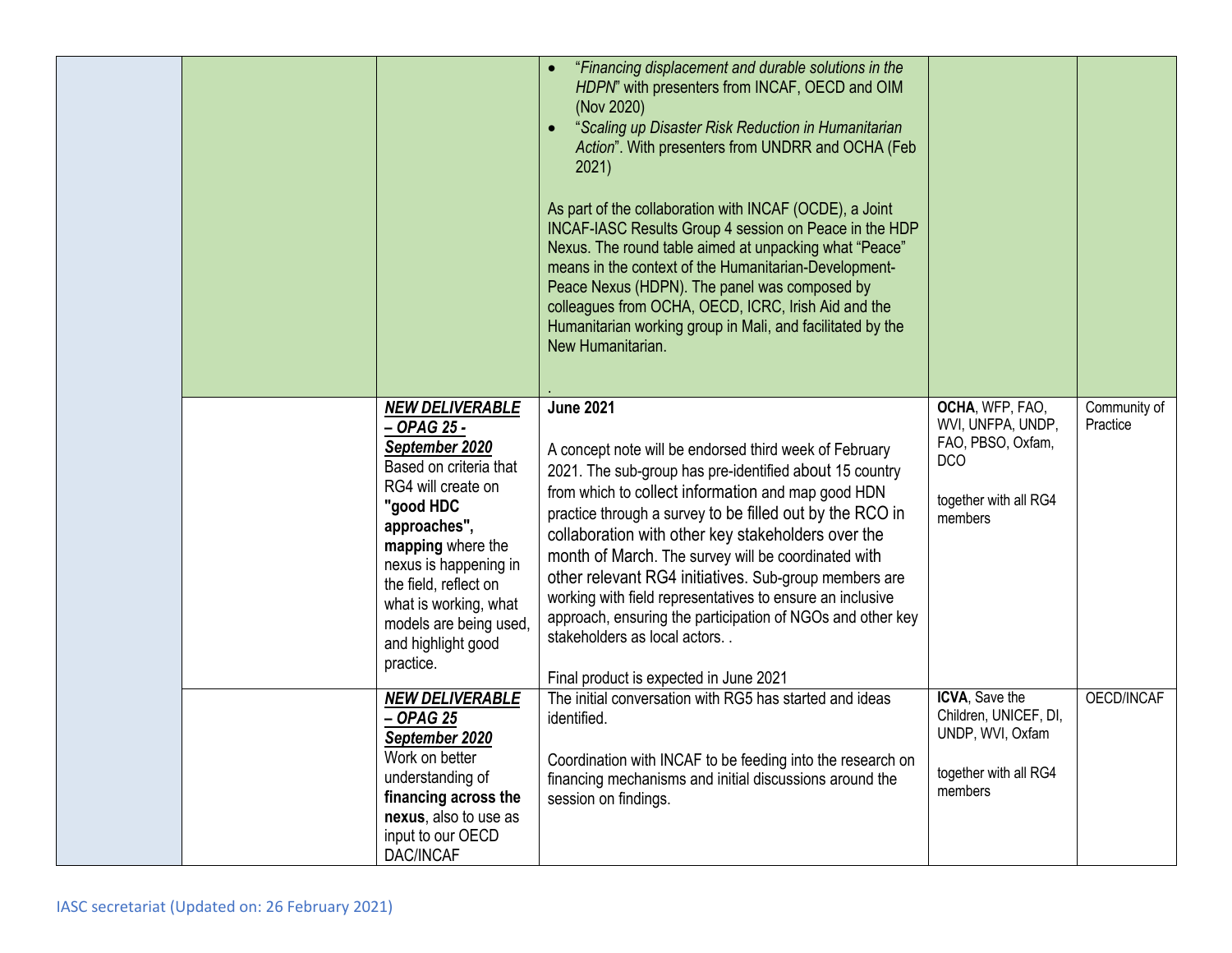| | | | | | |
|---|---|---|---|---|---|
| | | | • "*Financing displacement and durable solutions in the HDPN*" with presenters from INCAF, OECD and OIM (Nov 2020)<br>• "*Scaling up Disaster Risk Reduction in Humanitarian Action*". With presenters from UNDRR and OCHA (Feb 2021)<br><br>As part of the collaboration with INCAF (OCDE), a Joint INCAF-IASC Results Group 4 session on Peace in the HDP Nexus. The round table aimed at unpacking what "Peace" means in the context of the Humanitarian-Development-Peace Nexus (HDPN). The panel was composed by colleagues from OCHA, OECD, ICRC, Irish Aid and the Humanitarian working group in Mali, and facilitated by the New Humanitarian.<br><br>. | | |
| | | ***NEW DELIVERABLE – OPAG 25 - September 2020***<br>Based on criteria that RG4 will create on **"good HDC approaches", mapping** where the nexus is happening in the field, reflect on what is working, what models are being used, and highlight good practice. | **June 2021**<br><br>A concept note will be endorsed third week of February 2021. The sub-group has pre-identified about 15 country from which to collect information and map good HDN practice through a survey to be filled out by the RCO in collaboration with other key stakeholders over the month of March. The survey will be coordinated with other relevant RG4 initiatives. Sub-group members are working with field representatives to ensure an inclusive approach, ensuring the participation of NGOs and other key stakeholders as local actors. .<br><br>Final product is expected in June 2021 | **OCHA**, WFP, FAO, WVI, UNFPA, UNDP, FAO, PBSO, Oxfam, DCO<br><br>together with all RG4 members | Community of Practice |
| | | ***NEW DELIVERABLE – OPAG 25 September 2020***<br>Work on better understanding of **financing across the nexus**, also to use as input to our OECD DAC/INCAF | The initial conversation with RG5 has started and ideas identified.<br><br>Coordination with INCAF to be feeding into the research on financing mechanisms and initial discussions around the session on findings. | **ICVA**, Save the Children, UNICEF, DI, UNDP, WVI, Oxfam<br><br>together with all RG4 members | OECD/INCAF |

IASC secretariat (Updated on: 26 February 2021)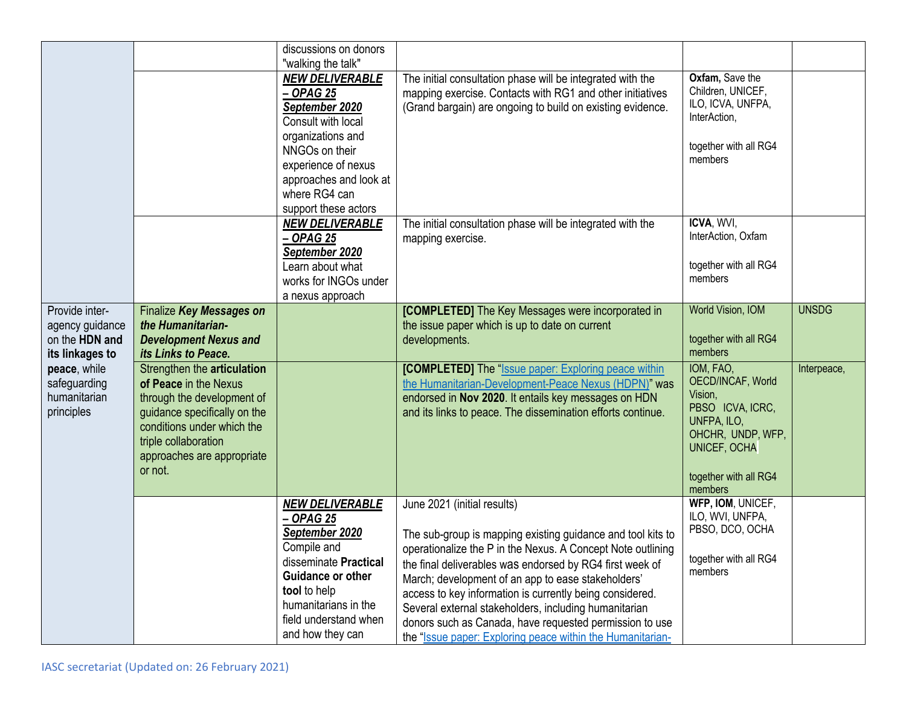| | | | | | |
|---|---|---|---|---|---|
| | | discussions on donors "walking the talk" | | | |
| | | ***NEW DELIVERABLE – OPAG 25 September 2020*** Consult with local organizations and NNGOs on their experience of nexus approaches and look at where RG4 can support these actors | The initial consultation phase will be integrated with the mapping exercise. Contacts with RG1 and other initiatives (Grand bargain) are ongoing to build on existing evidence. | **Oxfam,** Save the Children, UNICEF, ILO, ICVA, UNFPA, InterAction,<br><br>together with all RG4 members | |
| | | ***NEW DELIVERABLE – OPAG 25 September 2020*** Learn about what works for INGOs under a nexus approach | The initial consultation phase will be integrated with the mapping exercise. | **ICVA**, WVI, InterAction, Oxfam<br><br>together with all RG4 members | |
| Provide inter-agency guidance on the **HDN and its linkages to peace**, while safeguarding humanitarian principles | Finalize ***Key Messages on the Humanitarian-Development Nexus and its Links to Peace.*** | | **[COMPLETED]** The Key Messages were incorporated in the issue paper which is up to date on current developments. | World Vision, IOM<br><br>together with all RG4 members | UNSDG |
| | Strengthen the **articulation of Peace** in the Nexus through the development of guidance specifically on the conditions under which the triple collaboration approaches are appropriate or not. | | **[COMPLETED]** The "Issue paper: Exploring peace within the Humanitarian-Development-Peace Nexus (HDPN)" was endorsed in **Nov 2020**. It entails key messages on HDN and its links to peace. The dissemination efforts continue. | IOM, FAO, OECD/INCAF, World Vision, PBSO ICVA, ICRC, UNFPA, ILO, OHCHR, UNDP, WFP, UNICEF, OCHA<br><br>together with all RG4 members | Interpeace, |
| | | ***NEW DELIVERABLE – OPAG 25 September 2020*** Compile and disseminate **Practical Guidance or other tool** to help humanitarians in the field understand when and how they can | June 2021 (initial results)<br><br>The sub-group is mapping existing guidance and tool kits to operationalize the P in the Nexus. A Concept Note outlining the final deliverables was endorsed by RG4 first week of March; development of an app to ease stakeholders' access to key information is currently being considered. Several external stakeholders, including humanitarian donors such as Canada, have requested permission to use the "Issue paper: Exploring peace within the Humanitarian- | **WFP, IOM**, UNICEF, ILO, WVI, UNFPA, PBSO, DCO, OCHA<br><br>together with all RG4 members | |

IASC secretariat (Updated on: 26 February 2021)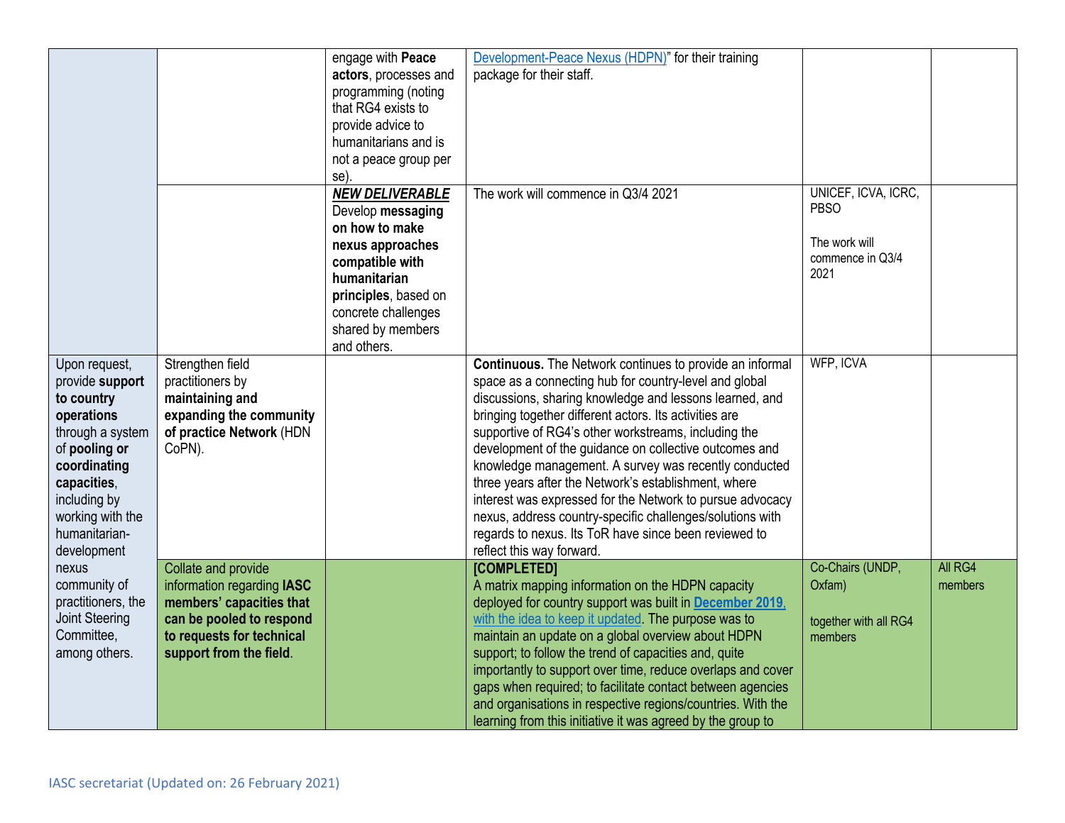| | | | | | |
|---|---|---|---|---|---|
| | | engage with **Peace actors**, processes and programming (noting that RG4 exists to provide advice to humanitarians and is not a peace group per se). | Development-Peace Nexus (HDPN)" for their training package for their staff. | | |
| | | ***NEW DELIVERABLE*** Develop **messaging on how to make nexus approaches compatible with humanitarian principles**, based on concrete challenges shared by members and others. | The work will commence in Q3/4 2021 | UNICEF, ICVA, ICRC, PBSO<br><br>The work will commence in Q3/4 2021 | |
| Upon request, provide **support to country operations** through a system of **pooling or coordinating capacities**, including by working with the humanitarian-development nexus community of practitioners, the Joint Steering Committee, among others. | Strengthen field practitioners by **maintaining and expanding the community of practice Network** (HDN CoPN). | | **Continuous.** The Network continues to provide an informal space as a connecting hub for country-level and global discussions, sharing knowledge and lessons learned, and bringing together different actors. Its activities are supportive of RG4's other workstreams, including the development of the guidance on collective outcomes and knowledge management. A survey was recently conducted three years after the Network's establishment, where interest was expressed for the Network to pursue advocacy nexus, address country-specific challenges/solutions with regards to nexus. Its ToR have since been reviewed to reflect this way forward. | WFP, ICVA | |
| | Collate and provide information regarding **IASC members' capacities that can be pooled to respond to requests for technical support from the field**. | | **[COMPLETED]**<br>A matrix mapping information on the HDPN capacity deployed for country support was built in **December 2019**, with the idea to keep it updated. The purpose was to maintain an update on a global overview about HDPN support; to follow the trend of capacities and, quite importantly to support over time, reduce overlaps and cover gaps when required; to facilitate contact between agencies and organisations in respective regions/countries. With the learning from this initiative it was agreed by the group to | Co-Chairs (UNDP, Oxfam)<br><br>together with all RG4 members | All RG4 members |

IASC secretariat (Updated on: 26 February 2021)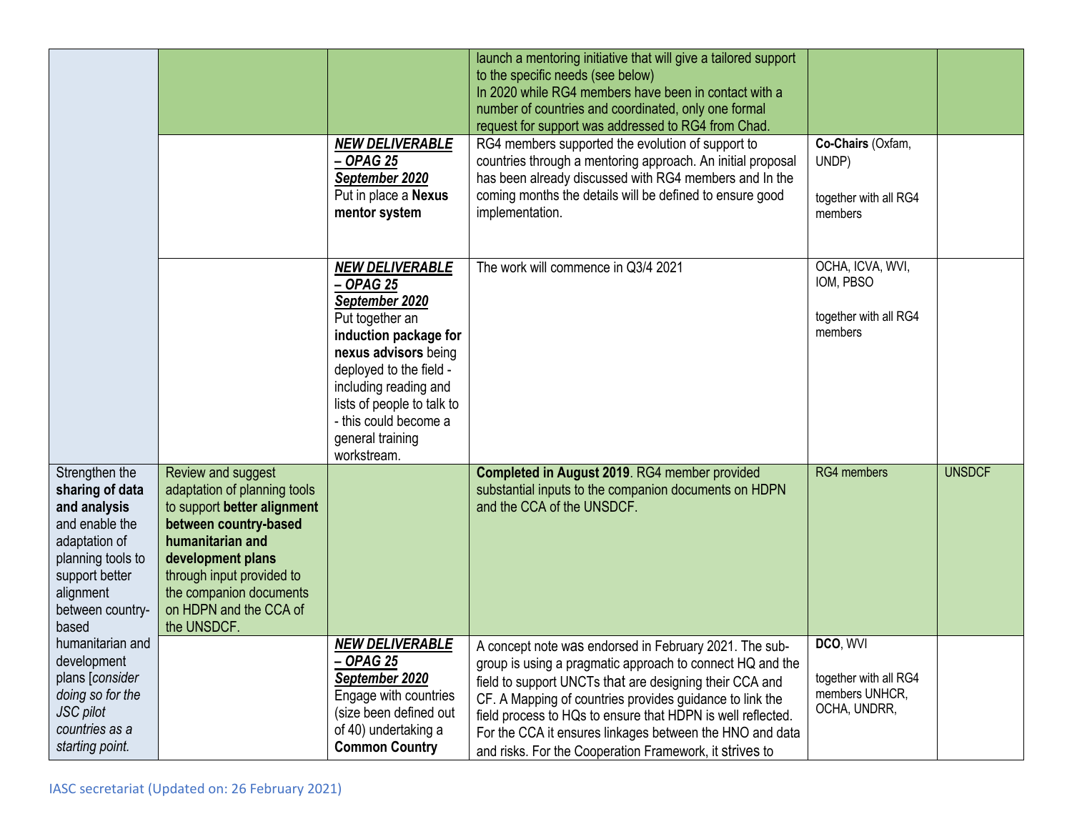| | | | | | |
|---|---|---|---|---|---|
| | | | launch a mentoring initiative that will give a tailored support to the specific needs (see below)<br>In 2020 while RG4 members have been in contact with a number of countries and coordinated, only one formal request for support was addressed to RG4 from Chad. | | |
| | | ***NEW DELIVERABLE – OPAG 25 September 2020***<br>Put in place a **Nexus mentor system** | RG4 members supported the evolution of support to countries through a mentoring approach. An initial proposal has been already discussed with RG4 members and In the coming months the details will be defined to ensure good implementation. | **Co-Chairs** (Oxfam, UNDP)<br><br>together with all RG4 members | |
| | | ***NEW DELIVERABLE – OPAG 25 September 2020***<br>Put together an **induction package for nexus advisors** being deployed to the field - including reading and lists of people to talk to - this could become a general training workstream. | The work will commence in Q3/4 2021 | OCHA, ICVA, WVI, IOM, PBSO<br><br>together with all RG4 members | |
| Strengthen the **sharing of data and analysis** and enable the adaptation of planning tools to support better alignment between country-based humanitarian and development plans [*consider doing so for the JSC pilot countries as a starting point.* | Review and suggest adaptation of planning tools to support **better alignment between country-based humanitarian and development plans** through input provided to the companion documents on HDPN and the CCA of the UNSDCF. | | **Completed in August 2019**. RG4 member provided substantial inputs to the companion documents on HDPN and the CCA of the UNSDCF. | RG4 members | UNSDCF |
| | | ***NEW DELIVERABLE – OPAG 25 September 2020***<br>Engage with countries (size been defined out of 40) undertaking a **Common Country** | A concept note was endorsed in February 2021. The sub-group is using a pragmatic approach to connect HQ and the field to support UNCTs that are designing their CCA and CF. A Mapping of countries provides guidance to link the field process to HQs to ensure that HDPN is well reflected. For the CCA it ensures linkages between the HNO and data and risks. For the Cooperation Framework, it strives to | **DCO**, WVI<br><br>together with all RG4 members UNHCR, OCHA, UNDRR, | |

IASC secretariat (Updated on: 26 February 2021)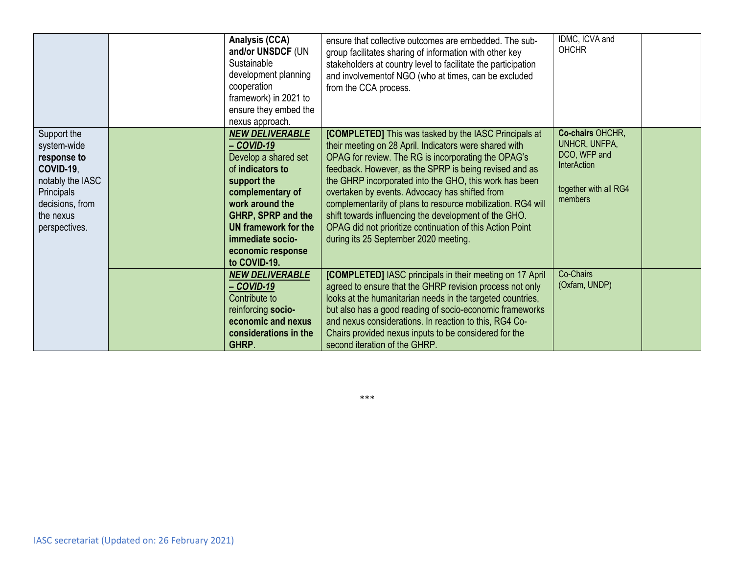| | | | | | |
|---|---|---|---|---|---|
| | | **Analysis (CCA) and/or UNSDCF** (UN Sustainable development planning cooperation framework) in 2021 to ensure they embed the nexus approach. | ensure that collective outcomes are embedded. The sub-group facilitates sharing of information with other key stakeholders at country level to facilitate the participation and involvementof NGO (who at times, can be excluded from the CCA process. | IDMC, ICVA and OHCHR | |
| Support the system-wide **response to COVID-19**, notably the IASC Principals decisions, from the nexus perspectives. | | ***NEW DELIVERABLE – COVID-19*** Develop a shared set of **indicators to support the complementary of work around the GHRP, SPRP and the UN framework for the immediate socio-economic response to COVID-19.** | **[COMPLETED]** This was tasked by the IASC Principals at their meeting on 28 April. Indicators were shared with OPAG for review. The RG is incorporating the OPAG's feedback. However, as the SPRP is being revised and as the GHRP incorporated into the GHO, this work has been overtaken by events. Advocacy has shifted from complementarity of plans to resource mobilization. RG4 will shift towards influencing the development of the GHO. OPAG did not prioritize continuation of this Action Point during its 25 September 2020 meeting. | **Co-chairs** OHCHR, UNHCR, UNFPA, DCO, WFP and InterAction<br><br>together with all RG4 members | |
| | | ***NEW DELIVERABLE – COVID-19*** Contribute to reinforcing **socio-economic and nexus considerations in the GHRP**. | **[COMPLETED]** IASC principals in their meeting on 17 April agreed to ensure that the GHRP revision process not only looks at the humanitarian needs in the targeted countries, but also has a good reading of socio-economic frameworks and nexus considerations. In reaction to this, RG4 Co-Chairs provided nexus inputs to be considered for the second iteration of the GHRP. | Co-Chairs (Oxfam, UNDP) | |

***